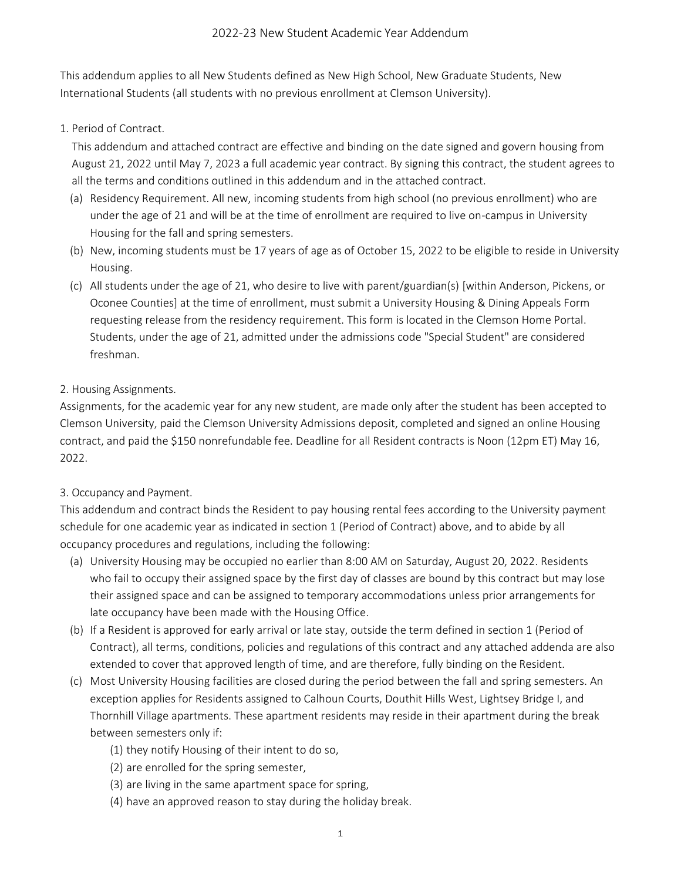# 2022-23 New Student Academic Year Addendum

This addendum applies to all New Students defined as New High School, New Graduate Students, New International Students (all students with no previous enrollment at Clemson University).

1. Period of Contract.

   This addendum and attached contract are effective and binding on the date signed and govern housing from August 21, 2022 until May 7, 2023 a full academic year contract. By signing this contract, the student agrees to all the terms and conditions outlined in this addendum and in the attached contract.

   (a) Residency Requirement. All new, incoming students from high school (no previous enrollment) who are under the age of 21 and will be at the time of enrollment are required to live on-campus in University Housing for the fall and spring semesters.

   (b) New, incoming students must be 17 years of age as of October 15, 2022 to be eligible to reside in University Housing.

   (c) All students under the age of 21, who desire to live with parent/guardian(s) [within Anderson, Pickens, or Oconee Counties] at the time of enrollment, must submit a University Housing & Dining Appeals Form requesting release from the residency requirement. This form is located in the Clemson Home Portal. Students, under the age of 21, admitted under the admissions code "Special Student" are considered freshman.

2. Housing Assignments.

Assignments, for the academic year for any new student, are made only after the student has been accepted to Clemson University, paid the Clemson University Admissions deposit, completed and signed an online Housing contract, and paid the $150 nonrefundable fee. Deadline for all Resident contracts is Noon (12pm ET) May 16, 2022.

3. Occupancy and Payment.

This addendum and contract binds the Resident to pay housing rental fees according to the University payment schedule for one academic year as indicated in section 1 (Period of Contract) above, and to abide by all occupancy procedures and regulations, including the following:

   (a) University Housing may be occupied no earlier than 8:00 AM on Saturday, August 20, 2022. Residents who fail to occupy their assigned space by the first day of classes are bound by this contract but may lose their assigned space and can be assigned to temporary accommodations unless prior arrangements for late occupancy have been made with the Housing Office.

   (b) If a Resident is approved for early arrival or late stay, outside the term defined in section 1 (Period of Contract), all terms, conditions, policies and regulations of this contract and any attached addenda are also extended to cover that approved length of time, and are therefore, fully binding on the Resident.

   (c) Most University Housing facilities are closed during the period between the fall and spring semesters. An exception applies for Residents assigned to Calhoun Courts, Douthit Hills West, Lightsey Bridge I, and Thornhill Village apartments. These apartment residents may reside in their apartment during the break between semesters only if:

      (1) they notify Housing of their intent to do so,

      (2) are enrolled for the spring semester,

      (3) are living in the same apartment space for spring,

      (4) have an approved reason to stay during the holiday break.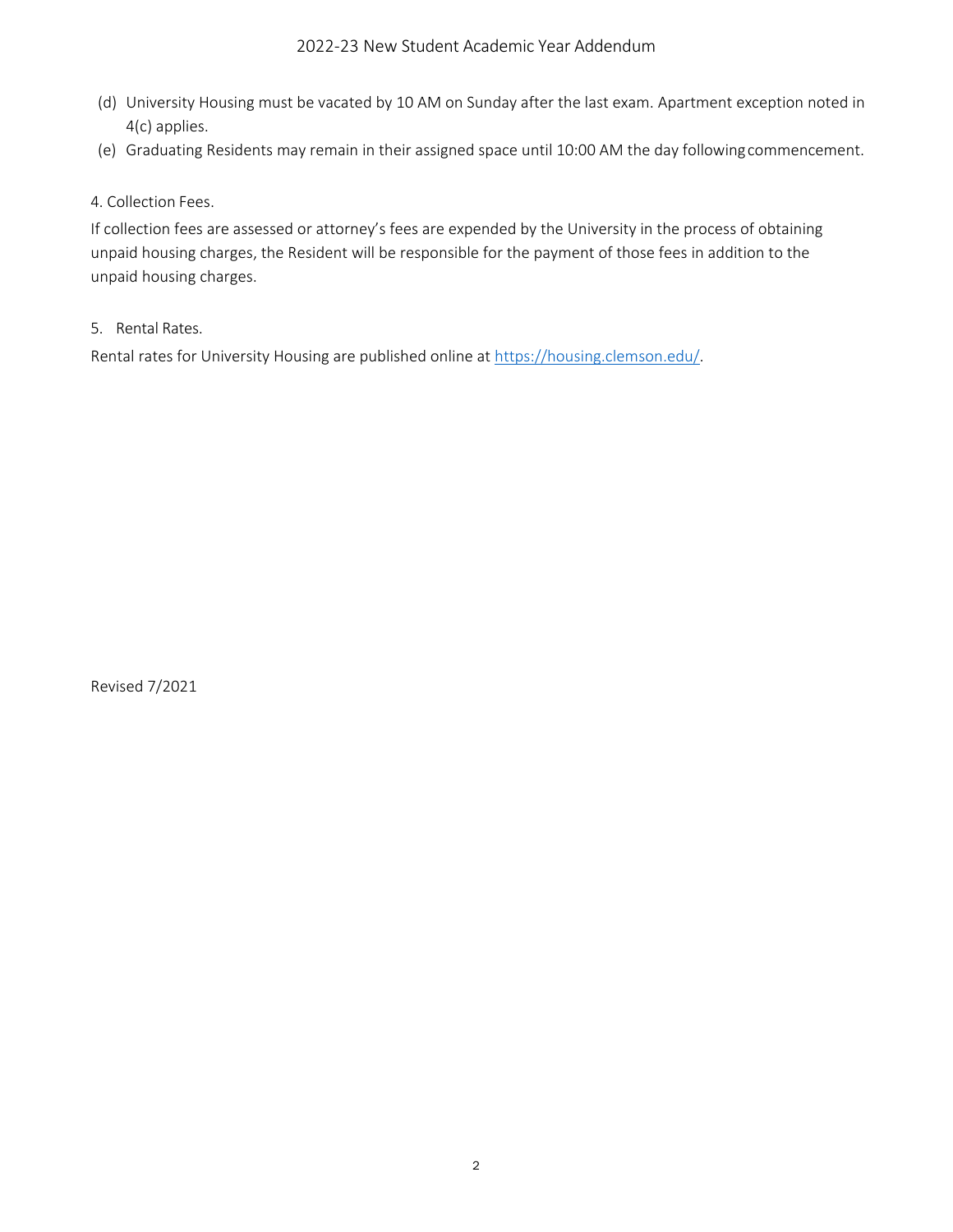(d) University Housing must be vacated by 10 AM on Sunday after the last exam. Apartment exception noted in 4(c) applies.

(e) Graduating Residents may remain in their assigned space until 10:00 AM the day following commencement.

4. Collection Fees.

If collection fees are assessed or attorney's fees are expended by the University in the process of obtaining unpaid housing charges, the Resident will be responsible for the payment of those fees in addition to the unpaid housing charges.

5. Rental Rates.

Rental rates for University Housing are published online at [https://housing.clemson.edu/](https://housing.clemson.edu/).

Revised 7/2021